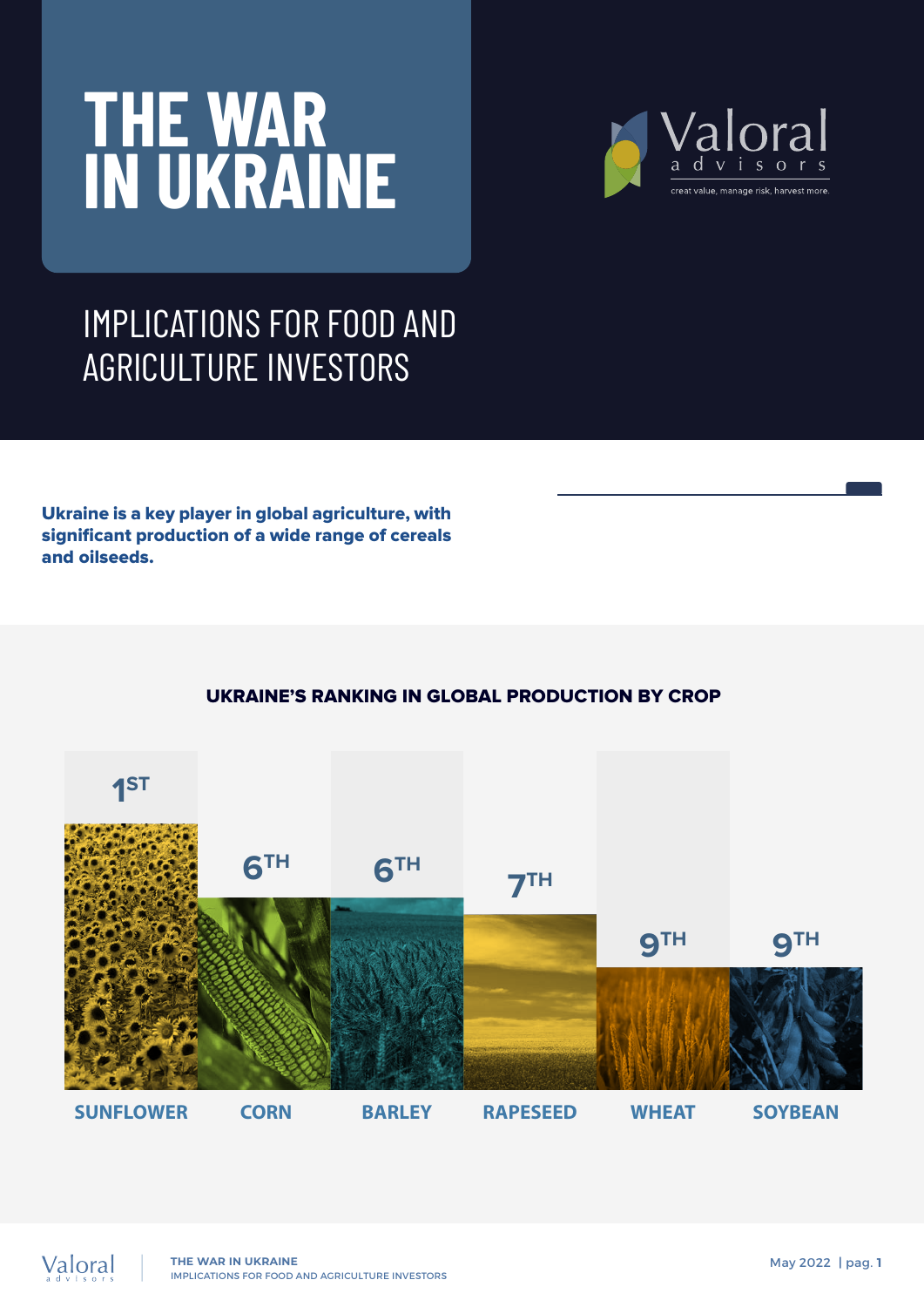# THE WAR IN UKRAINE

Valoral advisors

creat value, manage risk, harvest more.

## IMPLICATIONS FOR FOOD AND AGRICULTURE INVESTORS

**Ukraine is a key player in global agriculture, with significant production of a wide range of cereals and oilseeds.**

### UKRAINE'S RANKING IN GLOBAL PRODUCTION BY CROP

| Crop | Ranking |
|---|---|
| SUNFLOWER | 1ST |
| CORN | 6TH |
| BARLEY | 6TH |
| RAPESEED | 7TH |
| WHEAT | 9TH |
| SOYBEAN | 9TH |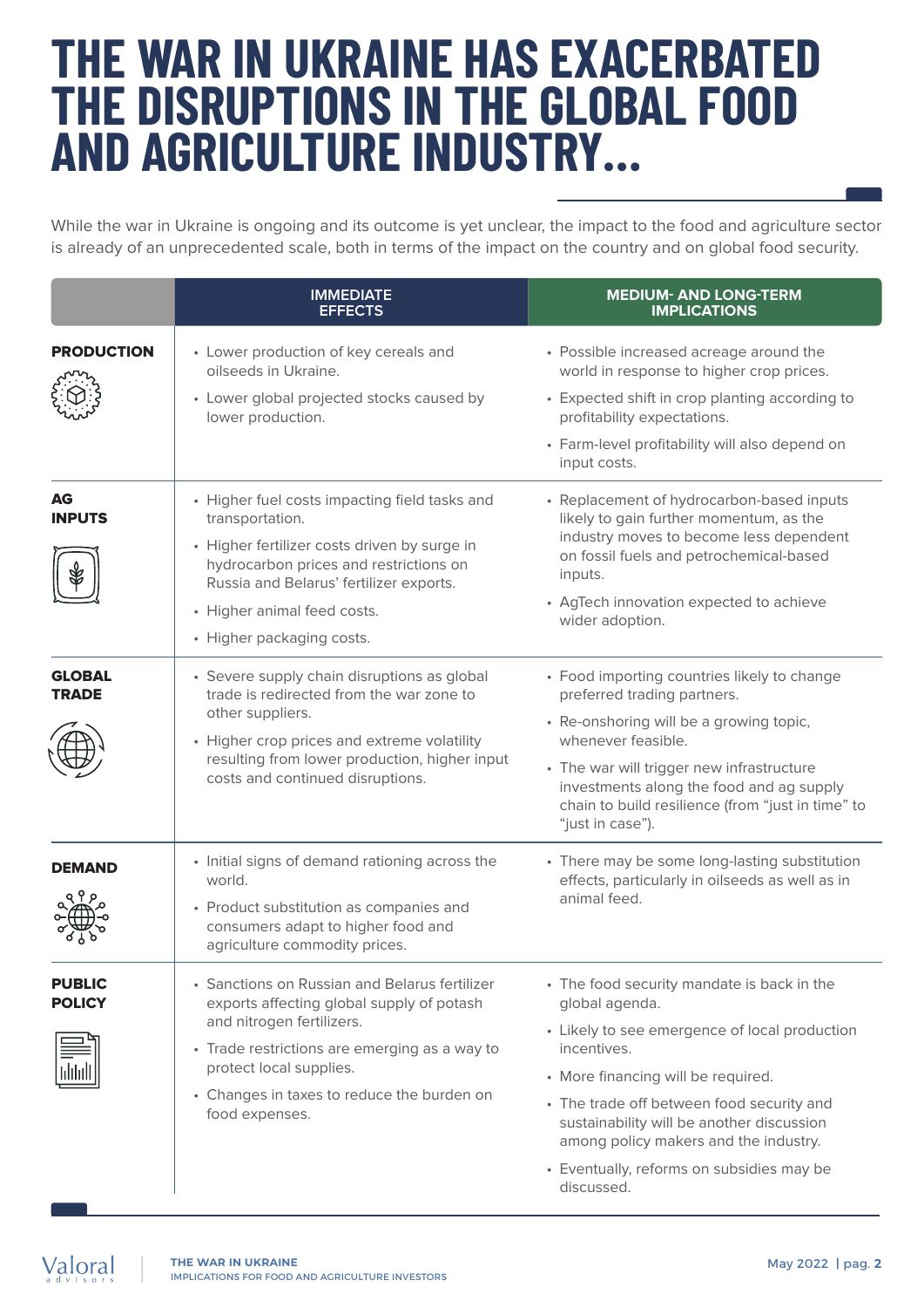# THE WAR IN UKRAINE HAS EXACERBATED THE DISRUPTIONS IN THE GLOBAL FOOD AND AGRICULTURE INDUSTRY...

While the war in Ukraine is ongoing and its outcome is yet unclear, the impact to the food and agriculture sector is already of an unprecedented scale, both in terms of the impact on the country and on global food security.

| | IMMEDIATE EFFECTS | MEDIUM- AND LONG-TERM IMPLICATIONS |
|---|---|---|
| **PRODUCTION** | • Lower production of key cereals and oilseeds in Ukraine.<br>• Lower global projected stocks caused by lower production. | • Possible increased acreage around the world in response to higher crop prices.<br>• Expected shift in crop planting according to profitability expectations.<br>• Farm-level profitability will also depend on input costs. |
| **AG INPUTS** | • Higher fuel costs impacting field tasks and transportation.<br>• Higher fertilizer costs driven by surge in hydrocarbon prices and restrictions on Russia and Belarus' fertilizer exports.<br>• Higher animal feed costs.<br>• Higher packaging costs. | • Replacement of hydrocarbon-based inputs likely to gain further momentum, as the industry moves to become less dependent on fossil fuels and petrochemical-based inputs.<br>• AgTech innovation expected to achieve wider adoption. |
| **GLOBAL TRADE** | • Severe supply chain disruptions as global trade is redirected from the war zone to other suppliers.<br>• Higher crop prices and extreme volatility resulting from lower production, higher input costs and continued disruptions. | • Food importing countries likely to change preferred trading partners.<br>• Re-onshoring will be a growing topic, whenever feasible.<br>• The war will trigger new infrastructure investments along the food and ag supply chain to build resilience (from "just in time" to "just in case"). |
| **DEMAND** | • Initial signs of demand rationing across the world.<br>• Product substitution as companies and consumers adapt to higher food and agriculture commodity prices. | • There may be some long-lasting substitution effects, particularly in oilseeds as well as in animal feed. |
| **PUBLIC POLICY** | • Sanctions on Russian and Belarus fertilizer exports affecting global supply of potash and nitrogen fertilizers.<br>• Trade restrictions are emerging as a way to protect local supplies.<br>• Changes in taxes to reduce the burden on food expenses. | • The food security mandate is back in the global agenda.<br>• Likely to see emergence of local production incentives.<br>• More financing will be required.<br>• The trade off between food security and sustainability will be another discussion among policy makers and the industry.<br>• Eventually, reforms on subsidies may be discussed. |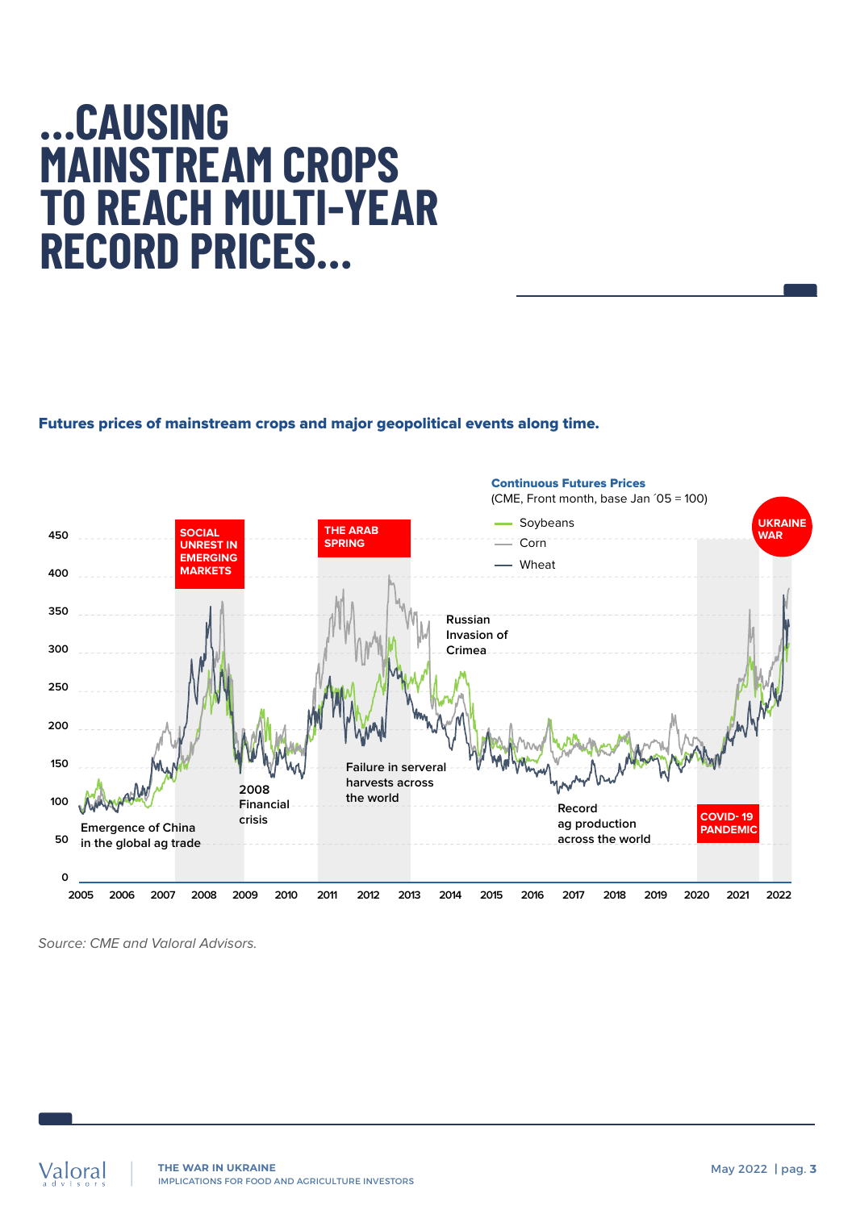# ...CAUSING MAINSTREAM CROPS TO REACH MULTI-YEAR RECORD PRICES...

**Futures prices of mainstream crops and major geopolitical events along time.**

**Continuous Futures Prices**
(CME, Front month, base Jan ´05 = 100)

- Soybeans
- Corn
- Wheat

SOCIAL UNREST IN EMERGING MARKETS

THE ARAB SPRING

UKRAINE WAR

COVID- 19 PANDEMIC

Emergence of China in the global ag trade

2008 Financial crisis

Failure in serveral harvests across the world

Russian Invasion of Crimea

Record ag production across the world

*Source: CME and Valoral Advisors.*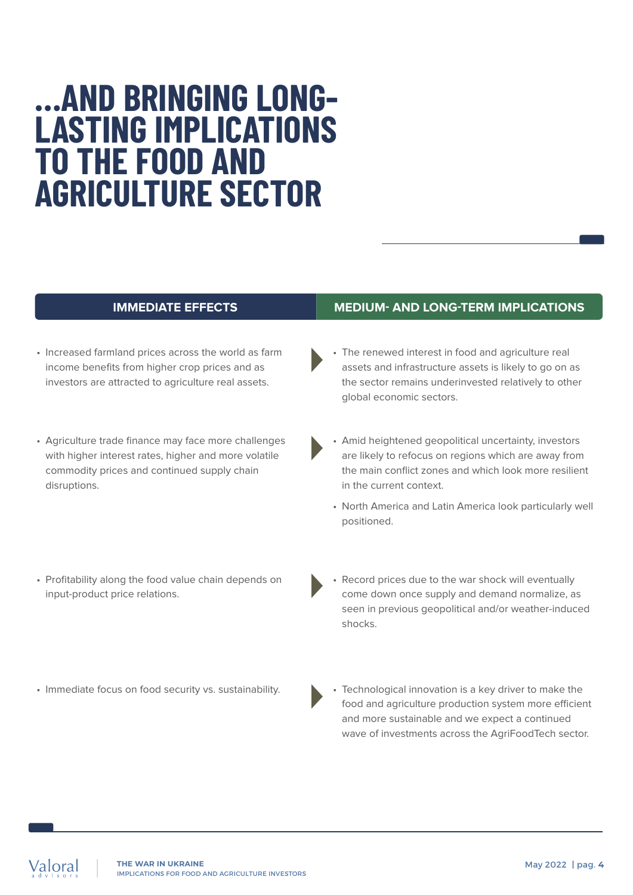# ...AND BRINGING LONG-LASTING IMPLICATIONS TO THE FOOD AND AGRICULTURE SECTOR

| IMMEDIATE EFFECTS | MEDIUM- AND LONG-TERM IMPLICATIONS |
|---|---|
| • Increased farmland prices across the world as farm income benefits from higher crop prices and as investors are attracted to agriculture real assets. | • The renewed interest in food and agriculture real assets and infrastructure assets is likely to go on as the sector remains underinvested relatively to other global economic sectors. |
| • Agriculture trade finance may face more challenges with higher interest rates, higher and more volatile commodity prices and continued supply chain disruptions. | • Amid heightened geopolitical uncertainty, investors are likely to refocus on regions which are away from the main conflict zones and which look more resilient in the current context.<br>• North America and Latin America look particularly well positioned. |
| • Profitability along the food value chain depends on input-product price relations. | • Record prices due to the war shock will eventually come down once supply and demand normalize, as seen in previous geopolitical and/or weather-induced shocks. |
| • Immediate focus on food security vs. sustainability. | • Technological innovation is a key driver to make the food and agriculture production system more efficient and more sustainable and we expect a continued wave of investments across the AgriFoodTech sector. |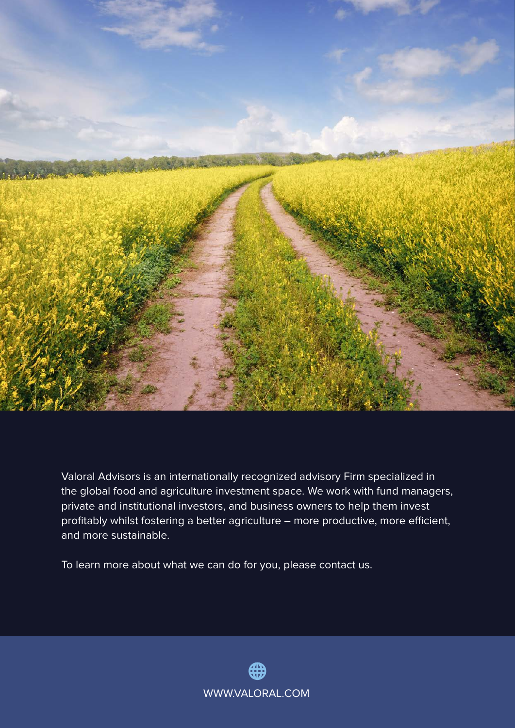Valoral Advisors is an internationally recognized advisory Firm specialized in the global food and agriculture investment space. We work with fund managers, private and institutional investors, and business owners to help them invest profitably whilst fostering a better agriculture – more productive, more efficient, and more sustainable.

To learn more about what we can do for you, please contact us.

WWW.VALORAL.COM